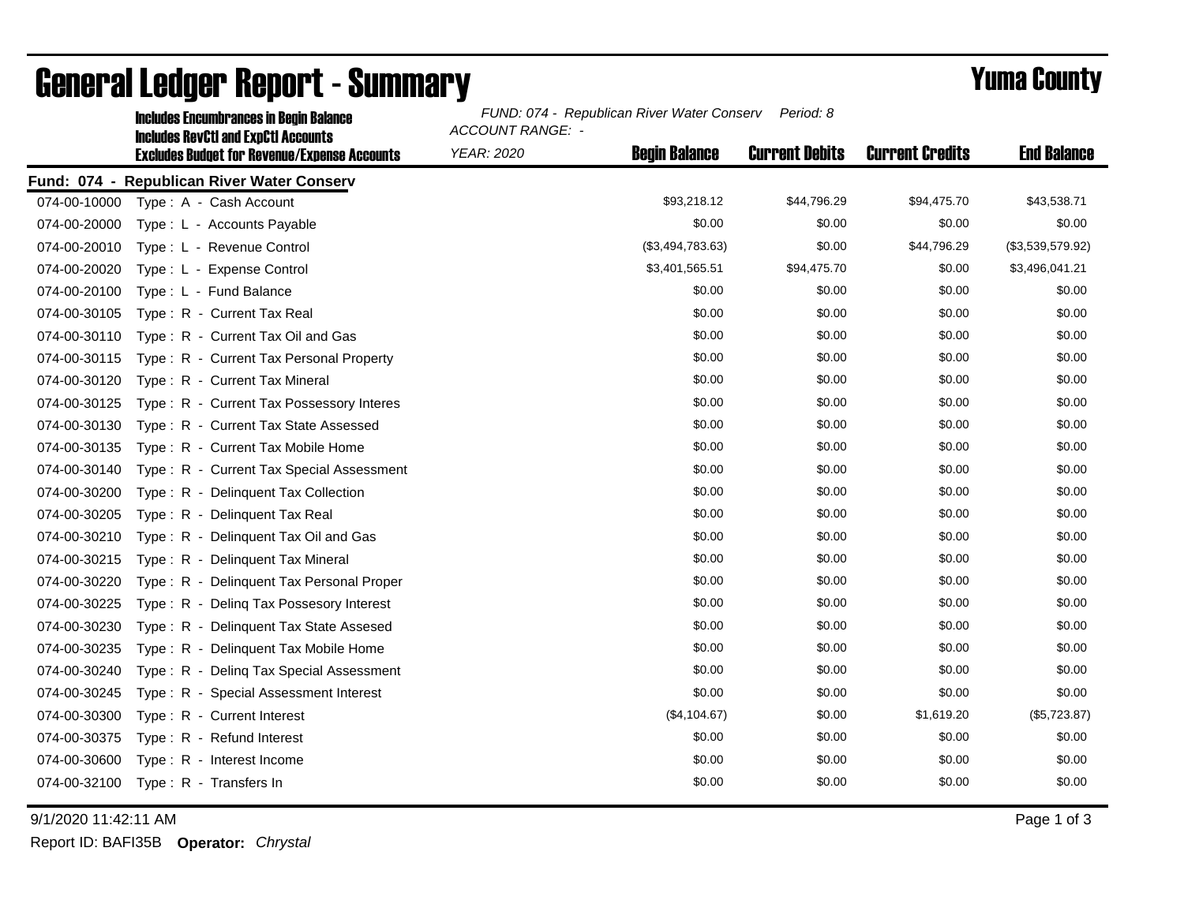# General Ledger Report - Summary

## Yuma County

**Includes Encumbrances in Begin Balance**
**Includes RevCtl and ExpCtl Accounts**
**Excludes Budget for Revenue/Expense Accounts**

*FUND: 074 - Republican River Water Conserv   Period: 8*
*ACCOUNT RANGE: -*
*YEAR: 2020*

| Account | Description | Begin Balance | Current Debits | Current Credits | End Balance |
|---|---|---|---|---|---|
| **Fund: 074 - Republican River Water Conserv** | | | | | |
| 074-00-10000 | Type : A - Cash Account | $93,218.12 | $44,796.29 | $94,475.70 | $43,538.71 |
| 074-00-20000 | Type : L - Accounts Payable | $0.00 | $0.00 | $0.00 | $0.00 |
| 074-00-20010 | Type : L - Revenue Control | ($3,494,783.63) | $0.00 | $44,796.29 | ($3,539,579.92) |
| 074-00-20020 | Type : L - Expense Control | $3,401,565.51 | $94,475.70 | $0.00 | $3,496,041.21 |
| 074-00-20100 | Type : L - Fund Balance | $0.00 | $0.00 | $0.00 | $0.00 |
| 074-00-30105 | Type : R - Current Tax Real | $0.00 | $0.00 | $0.00 | $0.00 |
| 074-00-30110 | Type : R - Current Tax Oil and Gas | $0.00 | $0.00 | $0.00 | $0.00 |
| 074-00-30115 | Type : R - Current Tax Personal Property | $0.00 | $0.00 | $0.00 | $0.00 |
| 074-00-30120 | Type : R - Current Tax Mineral | $0.00 | $0.00 | $0.00 | $0.00 |
| 074-00-30125 | Type : R - Current Tax Possessory Interes | $0.00 | $0.00 | $0.00 | $0.00 |
| 074-00-30130 | Type : R - Current Tax State Assessed | $0.00 | $0.00 | $0.00 | $0.00 |
| 074-00-30135 | Type : R - Current Tax Mobile Home | $0.00 | $0.00 | $0.00 | $0.00 |
| 074-00-30140 | Type : R - Current Tax Special Assessment | $0.00 | $0.00 | $0.00 | $0.00 |
| 074-00-30200 | Type : R - Delinquent Tax Collection | $0.00 | $0.00 | $0.00 | $0.00 |
| 074-00-30205 | Type : R - Delinquent Tax Real | $0.00 | $0.00 | $0.00 | $0.00 |
| 074-00-30210 | Type : R - Delinquent Tax Oil and Gas | $0.00 | $0.00 | $0.00 | $0.00 |
| 074-00-30215 | Type : R - Delinquent Tax Mineral | $0.00 | $0.00 | $0.00 | $0.00 |
| 074-00-30220 | Type : R - Delinquent Tax Personal Proper | $0.00 | $0.00 | $0.00 | $0.00 |
| 074-00-30225 | Type : R - Delinq Tax Possesory Interest | $0.00 | $0.00 | $0.00 | $0.00 |
| 074-00-30230 | Type : R - Delinquent Tax State Assesed | $0.00 | $0.00 | $0.00 | $0.00 |
| 074-00-30235 | Type : R - Delinquent Tax Mobile Home | $0.00 | $0.00 | $0.00 | $0.00 |
| 074-00-30240 | Type : R - Delinq Tax Special Assessment | $0.00 | $0.00 | $0.00 | $0.00 |
| 074-00-30245 | Type : R - Special Assessment Interest | $0.00 | $0.00 | $0.00 | $0.00 |
| 074-00-30300 | Type : R - Current Interest | ($4,104.67) | $0.00 | $1,619.20 | ($5,723.87) |
| 074-00-30375 | Type : R - Refund Interest | $0.00 | $0.00 | $0.00 | $0.00 |
| 074-00-30600 | Type : R - Interest Income | $0.00 | $0.00 | $0.00 | $0.00 |
| 074-00-32100 | Type : R - Transfers In | $0.00 | $0.00 | $0.00 | $0.00 |

9/1/2020 11:42:11 AM

Report ID: BAFI35B **Operator:** *Chrystal*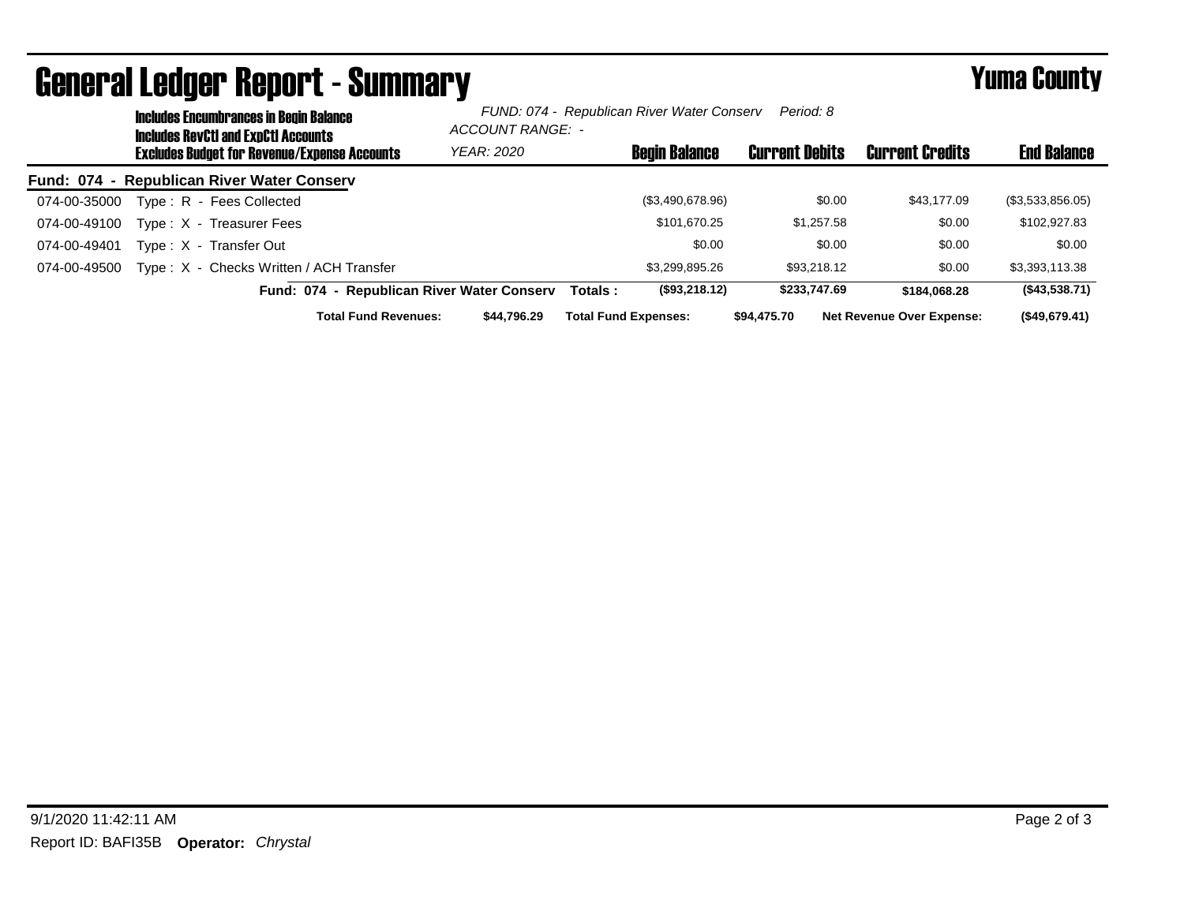# General Ledger Report - Summary

**Yuma County**

**Includes Encumbrances in Begin Balance**
**Includes RevCtl and ExpCtl Accounts**
**Excludes Budget for Revenue/Expense Accounts**

*FUND: 074 - Republican River Water Conserv Period: 8*
*ACCOUNT RANGE: -*
*YEAR: 2020*

| | | Begin Balance | Current Debits | Current Credits | End Balance |
|---|---|---|---|---|---|
| **Fund: 074 - Republican River Water Conserv** | | | | | |
| 074-00-35000 | Type : R - Fees Collected | ($3,490,678.96) | $0.00 | $43,177.09 | ($3,533,856.05) |
| 074-00-49100 | Type : X - Treasurer Fees | $101,670.25 | $1,257.58 | $0.00 | $102,927.83 |
| 074-00-49401 | Type : X - Transfer Out | $0.00 | $0.00 | $0.00 | $0.00 |
| 074-00-49500 | Type : X - Checks Written / ACH Transfer | $3,299,895.26 | $93,218.12 | $0.00 | $3,393,113.38 |
| | **Fund: 074 - Republican River Water Conserv Totals :** | **($93,218.12)** | **$233,747.69** | **$184,068.28** | **($43,538.71)** |

**Total Fund Revenues:** $44,796.29 **Total Fund Expenses:** $94,475.70 **Net Revenue Over Expense:** ($49,679.41)

9/1/2020 11:42:11 AM

Report ID: BAFI35B **Operator:** *Chrystal*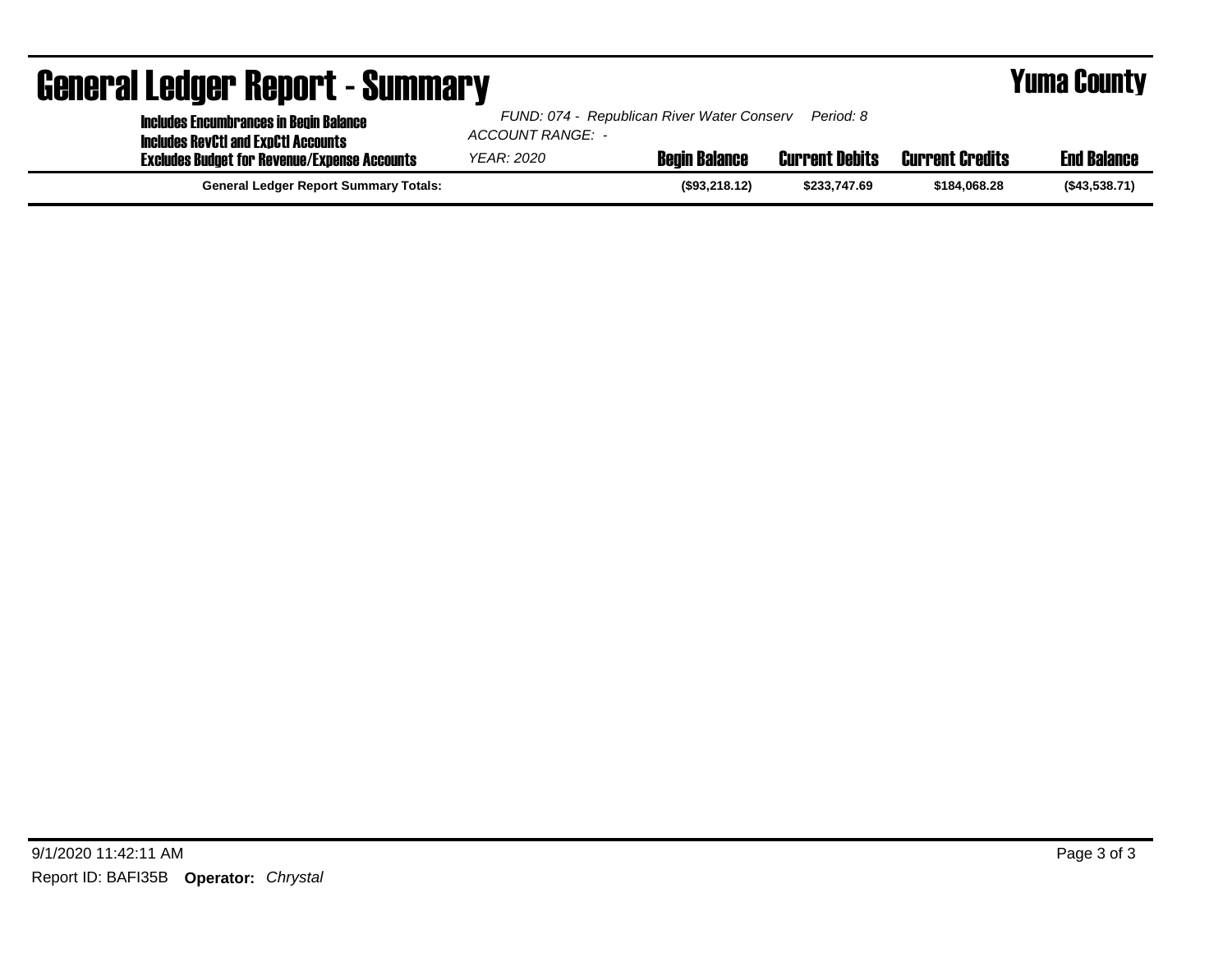# General Ledger Report - Summary

## Yuma County

Includes Encumbrances in Begin Balance
Includes RevCtl and ExpCtl Accounts
Excludes Budget for Revenue/Expense Accounts

*FUND: 074 - Republican River Water Conserv* *Period: 8*
*ACCOUNT RANGE: -*
*YEAR: 2020*

| | Begin Balance | Current Debits | Current Credits | End Balance |
|---|---|---|---|---|
| **General Ledger Report Summary Totals:** | **($93,218.12)** | **$233,747.69** | **$184,068.28** | **($43,538.71)** |

9/1/2020 11:42:11 AM
Report ID: BAFI35B **Operator:** *Chrystal*